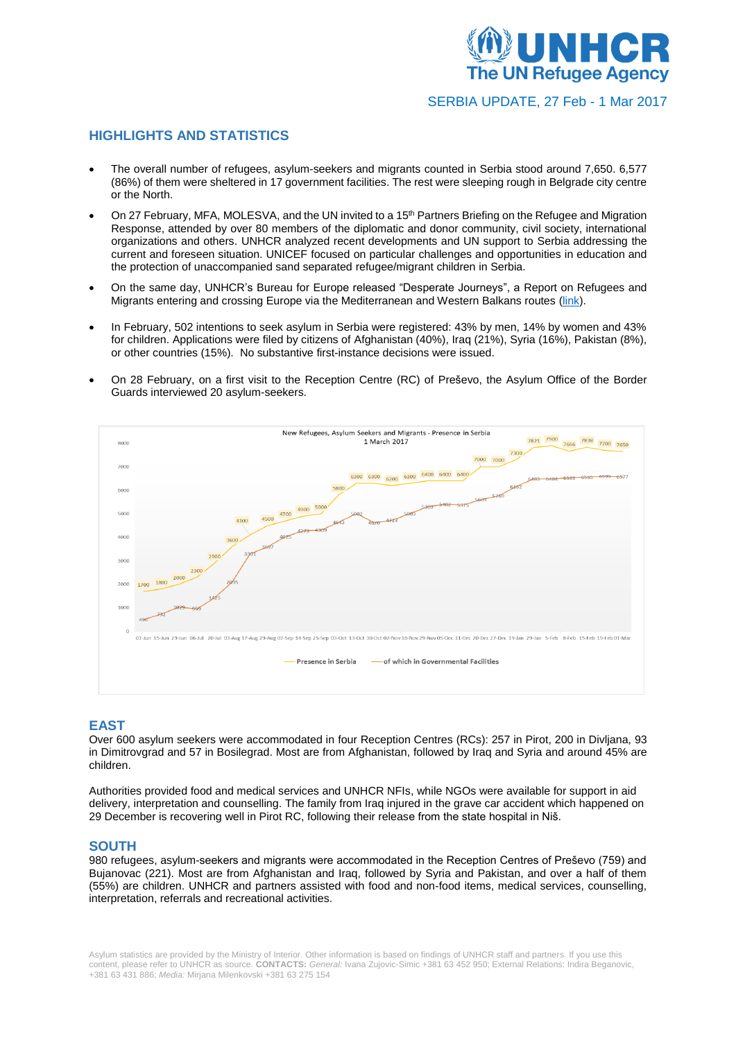SERBIA UPDATE, 27 Feb - 1 Mar 2017

## HIGHLIGHTS AND STATISTICS

- The overall number of refugees, asylum-seekers and migrants counted in Serbia stood around 7,650. 6,577 (86%) of them were sheltered in 17 government facilities. The rest were sleeping rough in Belgrade city centre or the North.
- On 27 February, MFA, MOLESVA, and the UN invited to a 15th Partners Briefing on the Refugee and Migration Response, attended by over 80 members of the diplomatic and donor community, civil society, international organizations and others. UNHCR analyzed recent developments and UN support to Serbia addressing the current and foreseen situation. UNICEF focused on particular challenges and opportunities in education and the protection of unaccompanied sand separated refugee/migrant children in Serbia.
- On the same day, UNHCR's Bureau for Europe released "Desperate Journeys", a Report on Refugees and Migrants entering and crossing Europe via the Mediterranean and Western Balkans routes (link).
- In February, 502 intentions to seek asylum in Serbia were registered: 43% by men, 14% by women and 43% for children. Applications were filed by citizens of Afghanistan (40%), Iraq (21%), Syria (16%), Pakistan (8%), or other countries (15%). No substantive first-instance decisions were issued.
- On 28 February, on a first visit to the Reception Centre (RC) of Preševo, the Asylum Office of the Border Guards interviewed 20 asylum-seekers.

New Refugees, Asylum Seekers and Migrants - Presence in Serbia
1 March 2017

Presence in Serbia — of which in Governmental Facilities

## EAST

Over 600 asylum seekers were accommodated in four Reception Centres (RCs): 257 in Pirot, 200 in Divljana, 93 in Dimitrovgrad and 57 in Bosilegrad. Most are from Afghanistan, followed by Iraq and Syria and around 45% are children.

Authorities provided food and medical services and UNHCR NFIs, while NGOs were available for support in aid delivery, interpretation and counselling. The family from Iraq injured in the grave car accident which happened on 29 December is recovering well in Pirot RC, following their release from the state hospital in Niš.

## SOUTH

980 refugees, asylum-seekers and migrants were accommodated in the Reception Centres of Preševo (759) and Bujanovac (221). Most are from Afghanistan and Iraq, followed by Syria and Pakistan, and over a half of them (55%) are children. UNHCR and partners assisted with food and non-food items, medical services, counselling, interpretation, referrals and recreational activities.

Asylum statistics are provided by the Ministry of Interior. Other information is based on findings of UNHCR staff and partners. If you use this content, please refer to UNHCR as source. **CONTACTS:** *General:* Ivana Zujovic-Simic +381 63 452 950; External Relations: Indira Beganovic, +381 63 431 886; *Media:* Mirjana Milenkovski +381 63 275 154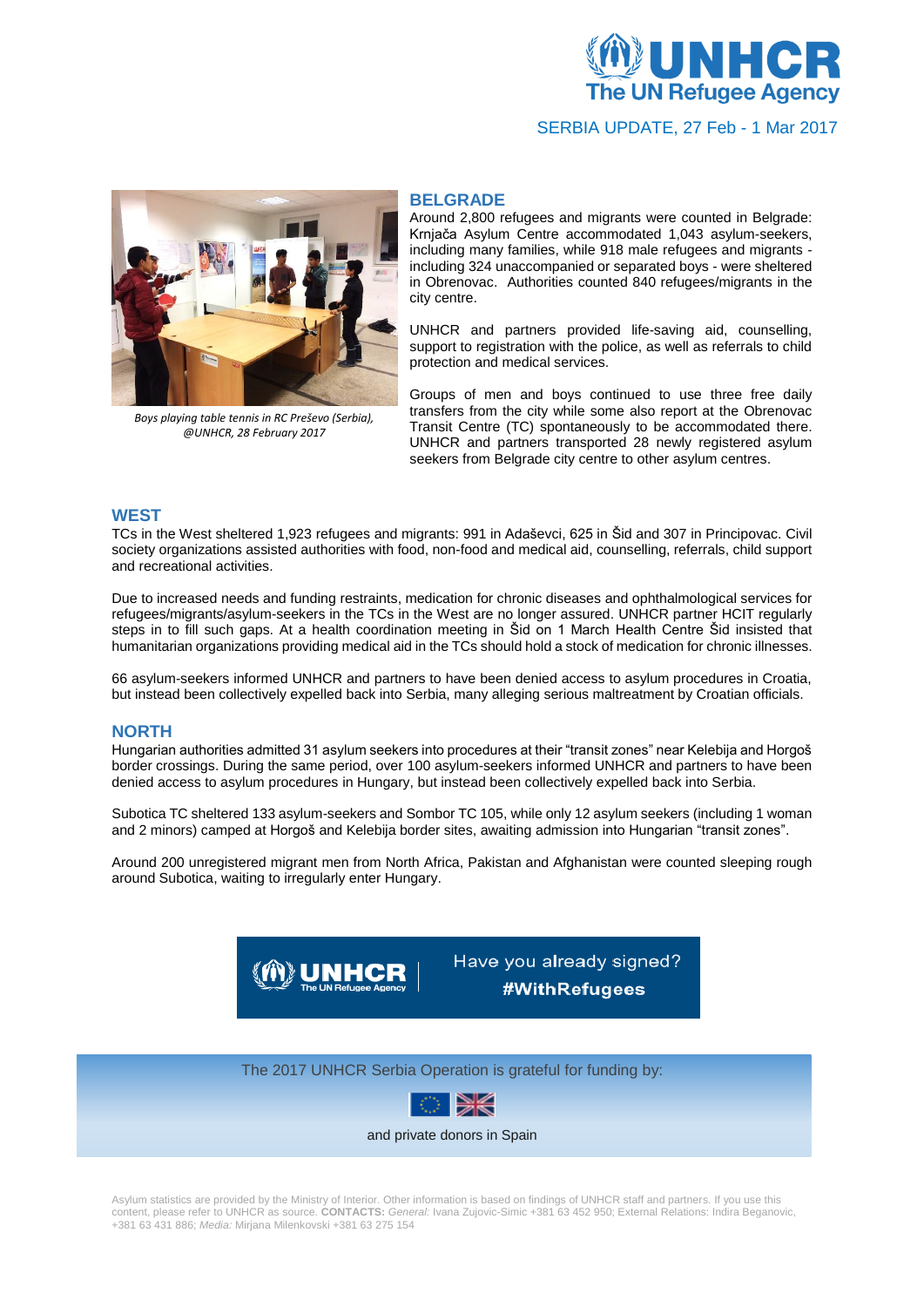SERBIA UPDATE, 27 Feb - 1 Mar 2017

*Boys playing table tennis in RC Preševo (Serbia), @UNHCR, 28 February 2017*

## BELGRADE

Around 2,800 refugees and migrants were counted in Belgrade: Krnjača Asylum Centre accommodated 1,043 asylum-seekers, including many families, while 918 male refugees and migrants - including 324 unaccompanied or separated boys - were sheltered in Obrenovac. Authorities counted 840 refugees/migrants in the city centre.

UNHCR and partners provided life-saving aid, counselling, support to registration with the police, as well as referrals to child protection and medical services.

Groups of men and boys continued to use three free daily transfers from the city while some also report at the Obrenovac Transit Centre (TC) spontaneously to be accommodated there. UNHCR and partners transported 28 newly registered asylum seekers from Belgrade city centre to other asylum centres.

## WEST

TCs in the West sheltered 1,923 refugees and migrants: 991 in Adaševci, 625 in Šid and 307 in Principovac. Civil society organizations assisted authorities with food, non-food and medical aid, counselling, referrals, child support and recreational activities.

Due to increased needs and funding restraints, medication for chronic diseases and ophthalmological services for refugees/migrants/asylum-seekers in the TCs in the West are no longer assured. UNHCR partner HCIT regularly steps in to fill such gaps. At a health coordination meeting in Šid on 1 March Health Centre Šid insisted that humanitarian organizations providing medical aid in the TCs should hold a stock of medication for chronic illnesses.

66 asylum-seekers informed UNHCR and partners to have been denied access to asylum procedures in Croatia, but instead been collectively expelled back into Serbia, many alleging serious maltreatment by Croatian officials.

## NORTH

Hungarian authorities admitted 31 asylum seekers into procedures at their “transit zones” near Kelebija and Horgoš border crossings. During the same period, over 100 asylum-seekers informed UNHCR and partners to have been denied access to asylum procedures in Hungary, but instead been collectively expelled back into Serbia.

Subotica TC sheltered 133 asylum-seekers and Sombor TC 105, while only 12 asylum seekers (including 1 woman and 2 minors) camped at Horgoš and Kelebija border sites, awaiting admission into Hungarian “transit zones”.

Around 200 unregistered migrant men from North Africa, Pakistan and Afghanistan were counted sleeping rough around Subotica, waiting to irregularly enter Hungary.

UNHCR The UN Refugee Agency — Have you already signed? #WithRefugees

The 2017 UNHCR Serbia Operation is grateful for funding by:

and private donors in Spain

Asylum statistics are provided by the Ministry of Interior. Other information is based on findings of UNHCR staff and partners. If you use this content, please refer to UNHCR as source. **CONTACTS:** *General:* Ivana Zujovic-Simic +381 63 452 950; External Relations: Indira Beganovic, +381 63 431 886; *Media:* Mirjana Milenkovski +381 63 275 154